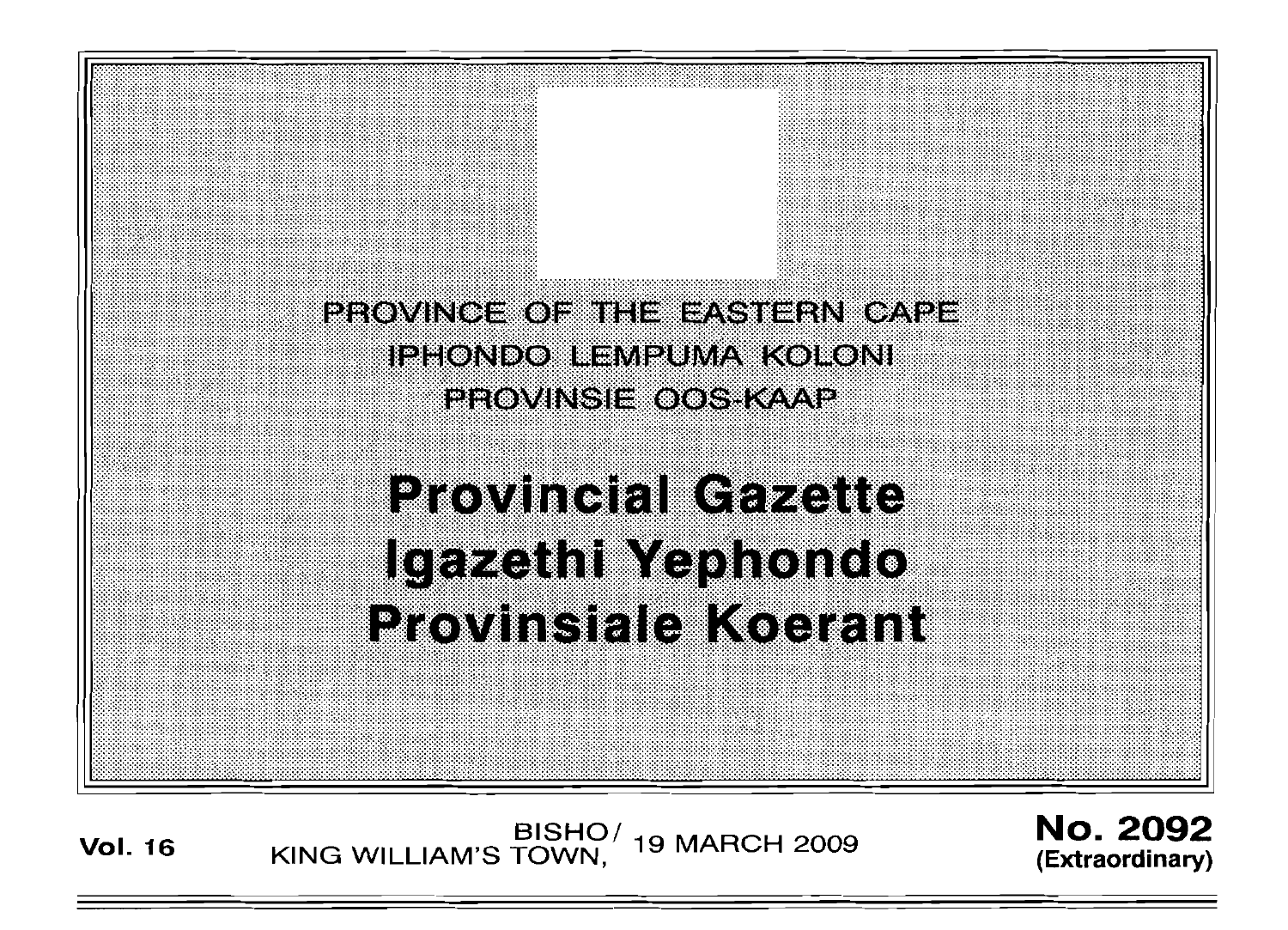PROVINCE OF THE EASTERN CAPE

IPHONDO LEMPUMA KOLONI

PROVINSIE OOS-KAAP

# Provincial Gazette
# Igazethi Yephondo
# Provinsiale Koerant

**Vol. 16** BISHO/ KING WILLIAM'S TOWN, 19 MARCH 2009 **No. 2092 (Extraordinary)**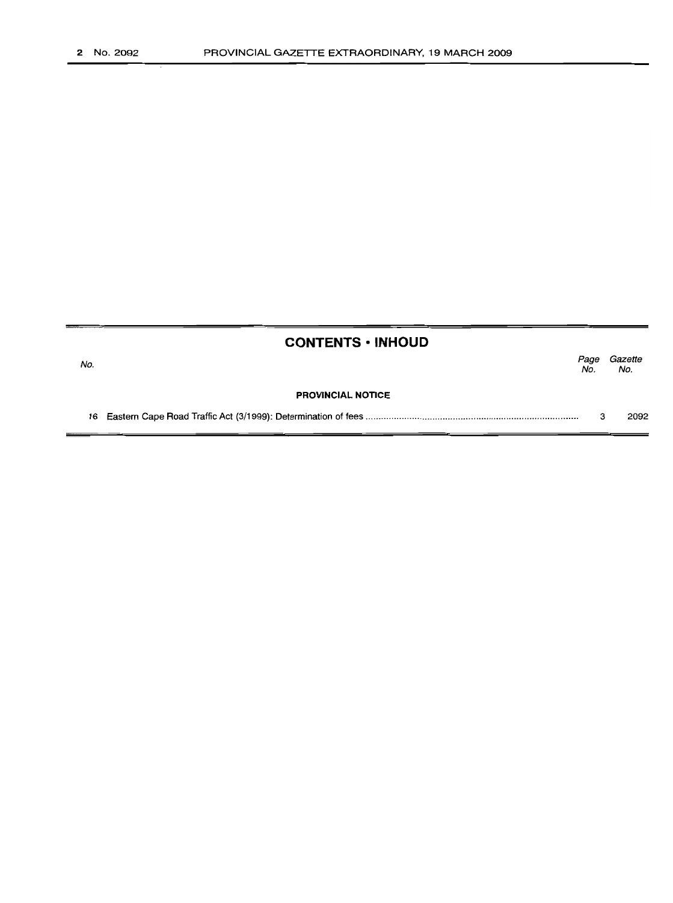## CONTENTS • INHOUD

| No. | | Page No. | Gazette No. |
|---|---|---|---|
| | **PROVINCIAL NOTICE** | | |
| 16 | Eastern Cape Road Traffic Act (3/1999): Determination of fees | 3 | 2092 |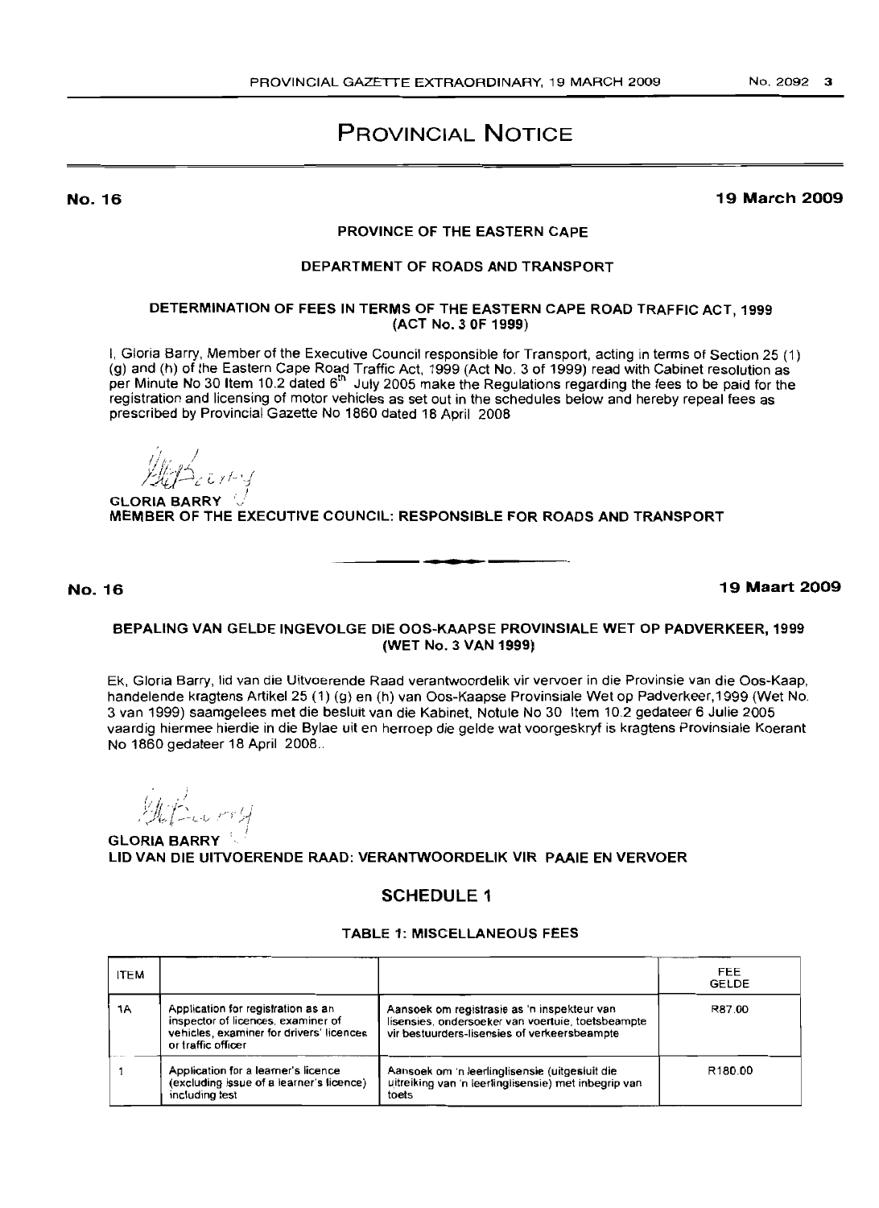# PROVINCIAL NOTICE

**No. 16** **19 March 2009**

**PROVINCE OF THE EASTERN CAPE**

**DEPARTMENT OF ROADS AND TRANSPORT**

**DETERMINATION OF FEES IN TERMS OF THE EASTERN CAPE ROAD TRAFFIC ACT, 1999 (ACT No. 3 0F 1999)**

I, Gloria Barry, Member of the Executive Council responsible for Transport, acting in terms of Section 25 (1) (g) and (h) of the Eastern Cape Road Traffic Act, 1999 (Act No. 3 of 1999) read with Cabinet resolution as per Minute No 30 Item 10.2 dated 6[th] July 2005 make the Regulations regarding the fees to be paid for the registration and licensing of motor vehicles as set out in the schedules below and hereby repeal fees as prescribed by Provincial Gazette No 1860 dated 18 April 2008

**GLORIA BARRY**
**MEMBER OF THE EXECUTIVE COUNCIL: RESPONSIBLE FOR ROADS AND TRANSPORT**

**No. 16** **19 Maart 2009**

**BEPALING VAN GELDE INGEVOLGE DIE OOS-KAAPSE PROVINSIALE WET OP PADVERKEER, 1999 (WET No. 3 VAN 1999)**

Ek, Gloria Barry, lid van die Uitvoerende Raad verantwoordelik vir vervoer in die Provinsie van die Oos-Kaap, handelende kragtens Artikel 25 (1) (g) en (h) van Oos-Kaapse Provinsiale Wet op Padverkeer,1999 (Wet No. 3 van 1999) saamgelees met die besluit van die Kabinet, Notule No 30 Item 10.2 gedateer 6 Julie 2005 vaardig hiermee hierdie in die Bylae uit en herroep die gelde wat voorgeskryf is kragtens Provinsiale Koerant No 1860 gedateer 18 April 2008..

**GLORIA BARRY**
**LID VAN DIE UITVOERENDE RAAD: VERANTWOORDELIK VIR PAAIE EN VERVOER**

## SCHEDULE 1

**TABLE 1: MISCELLANEOUS FEES**

| ITEM | | | FEE GELDE |
|---|---|---|---|
| 1A | Application for registration as an inspector of licences, examiner of vehicles, examiner for drivers' licences or traffic officer | Aansoek om registrasie as 'n inspekteur van lisensies, ondersoeker van voertuie, toetsbeampte vir bestuurders-lisensies of verkeersbeampte | R87.00 |
| 1 | Application for a learner's licence (excluding issue of a learner's licence) including test | Aansoek om 'n leerlinglisensie (uitgesluit die uitreiking van 'n leerlinglisensie) met inbegrip van toets | R180.00 |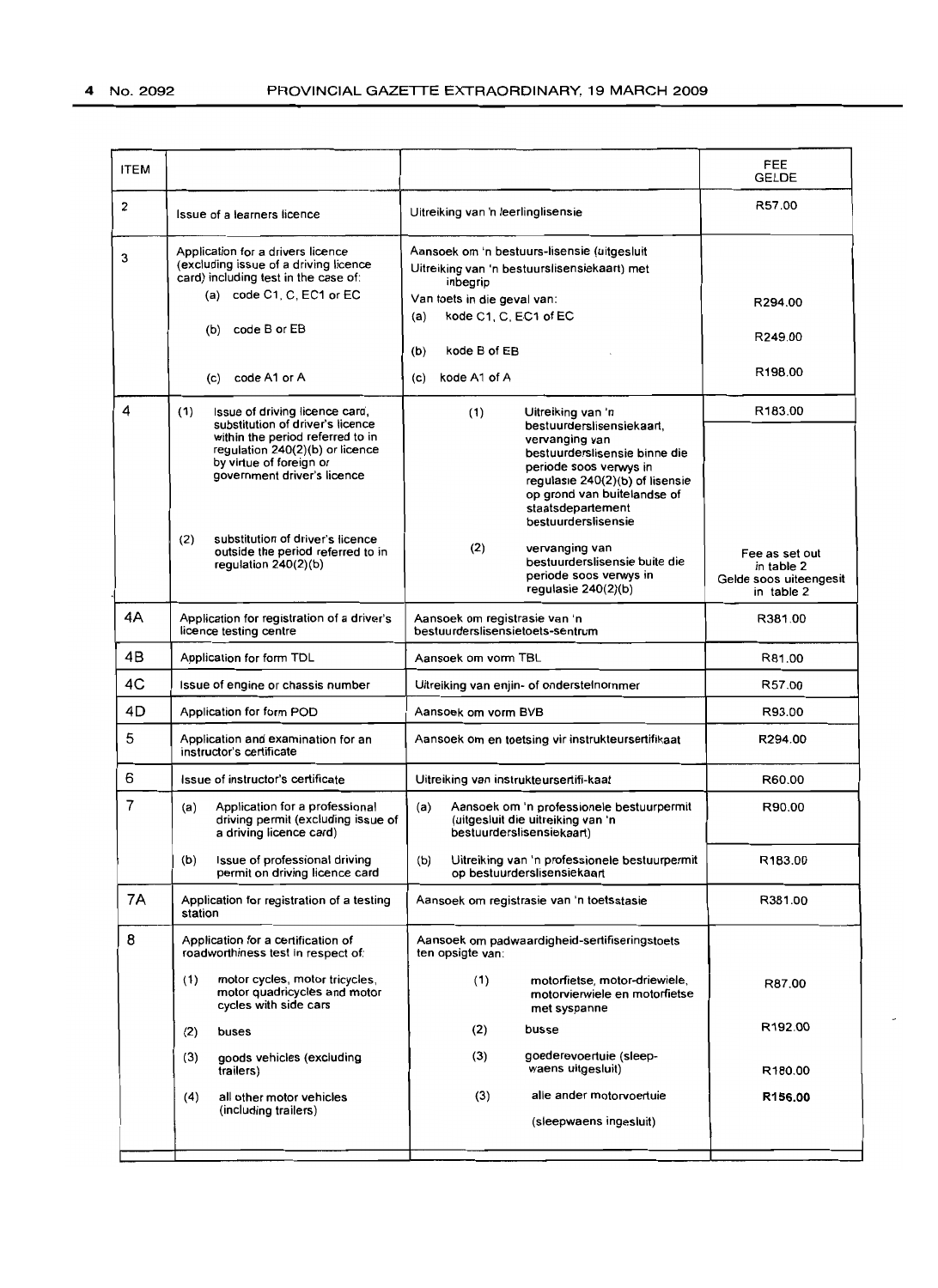| ITEM | | | FEE GELDE |
|---|---|---|---|
| 2 | Issue of a learners licence | Uitreiking van 'n leerlinglisensie | R57.00 |
| 3 | Application for a drivers licence (excluding issue of a driving licence card) including test in the case of: | Aansoek om 'n bestuurs-lisensie (uitgesluit Uitreiking van 'n bestuurslisensiekaart) met inbegrip Van toets in die geval van: | |
| | (a) code C1, C, EC1 or EC | (a) kode C1, C, EC1 of EC | R294.00 |
| | (b) code B or EB | (b) kode B of EB | R249.00 |
| | (c) code A1 or A | (c) kode A1 of A | R198.00 |
| 4 | (1) Issue of driving licence card, substitution of driver's licence within the period referred to in regulation 240(2)(b) or licence by virtue of foreign or government driver's licence | (1) Uitreiking van 'n bestuurderslisensiekaart, vervanging van bestuurderslisensie binne die periode soos verwys in regulasie 240(2)(b) of lisensie op grond van buitelandse of staatsdepartement bestuurderslisensie | R183.00 |
| | (2) substitution of driver's licence outside the period referred to in regulation 240(2)(b) | (2) vervanging van bestuurderslisensie buite die periode soos verwys in regulasie 240(2)(b) | Fee as set out in table 2 Gelde soos uiteengesit in table 2 |
| 4A | Application for registration of a driver's licence testing centre | Aansoek om registrasie van 'n bestuurderslisensietoets-sentrum | R381.00 |
| 4B | Application for form TDL | Aansoek om vorm TBL | R81.00 |
| 4C | Issue of engine or chassis number | Uitreiking van enjin- of onderstelnommer | R57.00 |
| 4D | Application for form POD | Aansoek om vorm BVB | R93.00 |
| 5 | Application and examination for an instructor's certificate | Aansoek om en toetsing vir instrukteursertifikaat | R294.00 |
| 6 | Issue of instructor's certificate | Uitreiking van instrukteursertifi-kaat | R60.00 |
| 7 | (a) Application for a professional driving permit (excluding issue of a driving licence card) | (a) Aansoek om 'n professionele bestuurpermit (uitgesluit die uitreiking van 'n bestuurderslisensiekaart) | R90.00 |
| | (b) Issue of professional driving permit on driving licence card | (b) Uitreiking van 'n professionele bestuurpermit op bestuurderslisensiekaart | R183.00 |
| 7A | Application for registration of a testing station | Aansoek om registrasie van 'n toetsstasie | R381.00 |
| 8 | Application for a certification of roadworthiness test in respect of: | Aansoek om padwaardigheid-sertifiseringstoets ten opsigte van: | |
| | (1) motor cycles, motor tricycles, motor quadricycles and motor cycles with side cars | (1) motorfietse, motor-driewiele, motorvierwiele en motorfietse met syspanne | R87.00 |
| | (2) buses | (2) busse | R192.00 |
| | (3) goods vehicles (excluding trailers) | (3) goederevoertuie (sleep-waens uitgesluit) | R180.00 |
| | (4) all other motor vehicles (including trailers) | (3) alle ander motorvoertuie (sleepwaens ingesluit) | **R156.00** |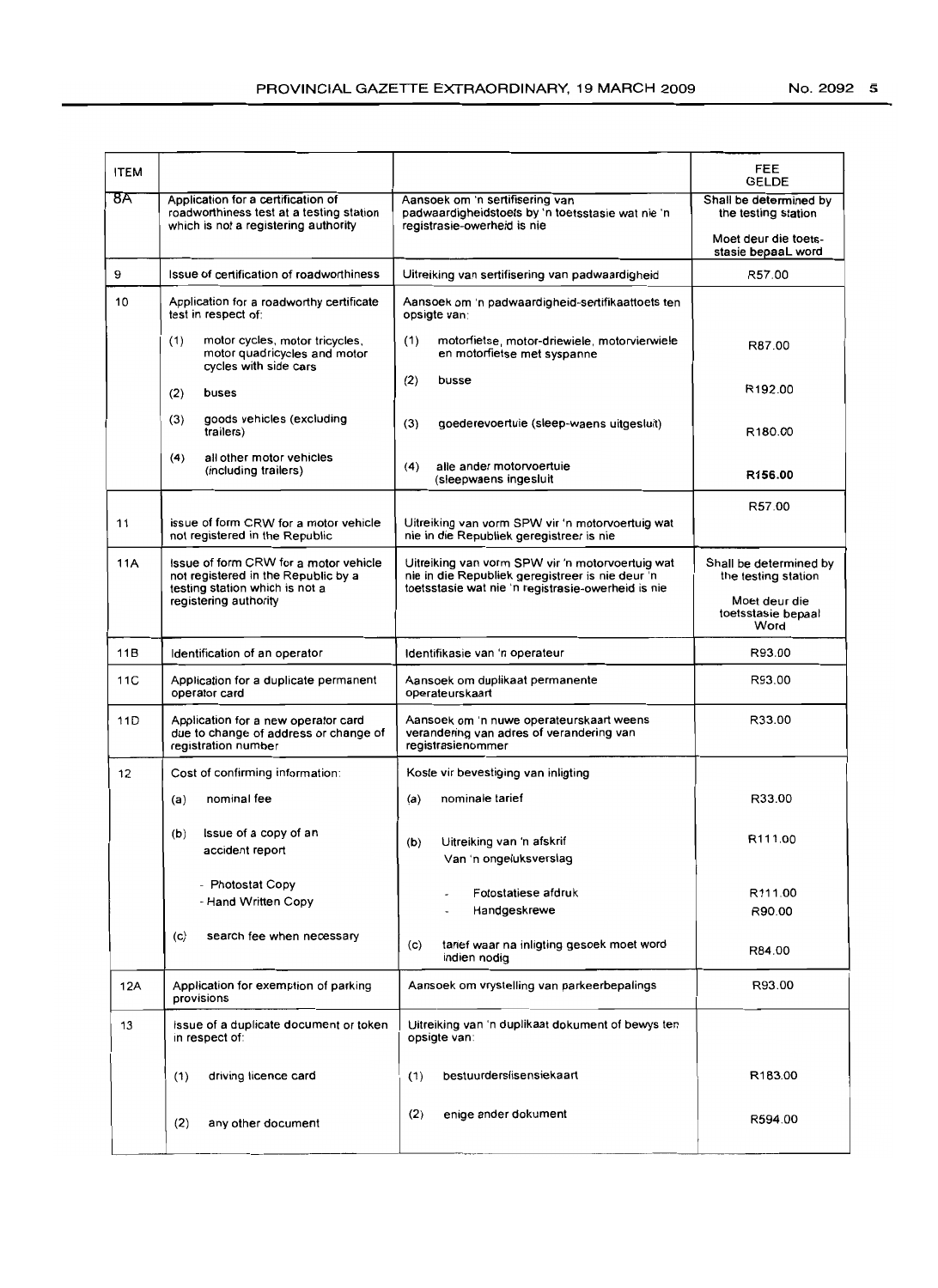| ITEM | | | FEE<br>GELDE |
|---|---|---|---|
| 8A | Application for a certification of roadworthiness test at a testing station which is not a registering authority | Aansoek om 'n sertifisering van padwaardigheidstoets by 'n toetsstasie wat nie 'n registrasie-owerheid is nie | Shall be determined by the testing station<br><br>Moet deur die toets-stasie bepaaL word |
| 9 | Issue of certification of roadworthiness | Uitreiking van sertifisering van padwaardigheid | R57.00 |
| 10 | Application for a roadworthy certificate test in respect of: | Aansoek om 'n padwaardigheid-sertifikaattoets ten opsigte van: | |
| | (1) motor cycles, motor tricycles, motor quadricycles and motor cycles with side cars | (1) motorfietse, motor-driewiele, motorvierwiele en motorfietse met syspanne | R87.00 |
| | (2) buses | (2) busse | R192.00 |
| | (3) goods vehicles (excluding trailers) | (3) goederevoertuie (sleep-waens uitgesluit) | R180.00 |
| | (4) all other motor vehicles (including trailers) | (4) alle ander motorvoertuie (sleepwaens ingesluit | **R156.00** |
| 11 | issue of form CRW for a motor vehicle not registered in the Republic | Uitreiking van vorm SPW vir 'n motorvoertuig wat nie in die Republiek geregistreer is nie | R57.00 |
| 11A | Issue of form CRW for a motor vehicle not registered in the Republic by a testing station which is not a registering authority | Uitreiking van vorm SPW vir 'n motorvoertuig wat nie in die Republiek geregistreer is nie deur 'n toetsstasie wat nie 'n registrasie-owerheid is nie | Shall be determined by the testing station<br><br>Moet deur die toetsstasie bepaal Word |
| 11B | Identification of an operator | Identifikasie van 'n operateur | R93.00 |
| 11C | Application for a duplicate permanent operator card | Aansoek om duplikaat permanente operateurskaart | R93.00 |
| 11D | Application for a new operator card due to change of address or change of registration number | Aansoek om 'n nuwe operateurskaart weens verandering van adres of verandering van registrasienommer | R33.00 |
| 12 | Cost of confirming information: | Koste vir bevestiging van inligting | |
| | (a) nominal fee | (a) nominale tarief | R33.00 |
| | (b) Issue of a copy of an accident report | (b) Uitreiking van 'n afskrif Van 'n ongeluksverslag | R111.00 |
| | - Photostat Copy | - Fotostatiese afdruk | R111.00 |
| | - Hand Written Copy | - Handgeskrewe | R90.00 |
| | (c) search fee when necessary | (c) tarief waar na inligting gesoek moet word indien nodig | R84.00 |
| 12A | Application for exemption of parking provisions | Aansoek om vrystelling van parkeerbepalings | R93.00 |
| 13 | Issue of a duplicate document or token in respect of: | Uitreiking van 'n duplikaat dokument of bewys ten opsigte van: | |
| | (1) driving licence card | (1) bestuurderslisensiekaart | R183.00 |
| | (2) any other document | (2) enige ander dokument | R594.00 |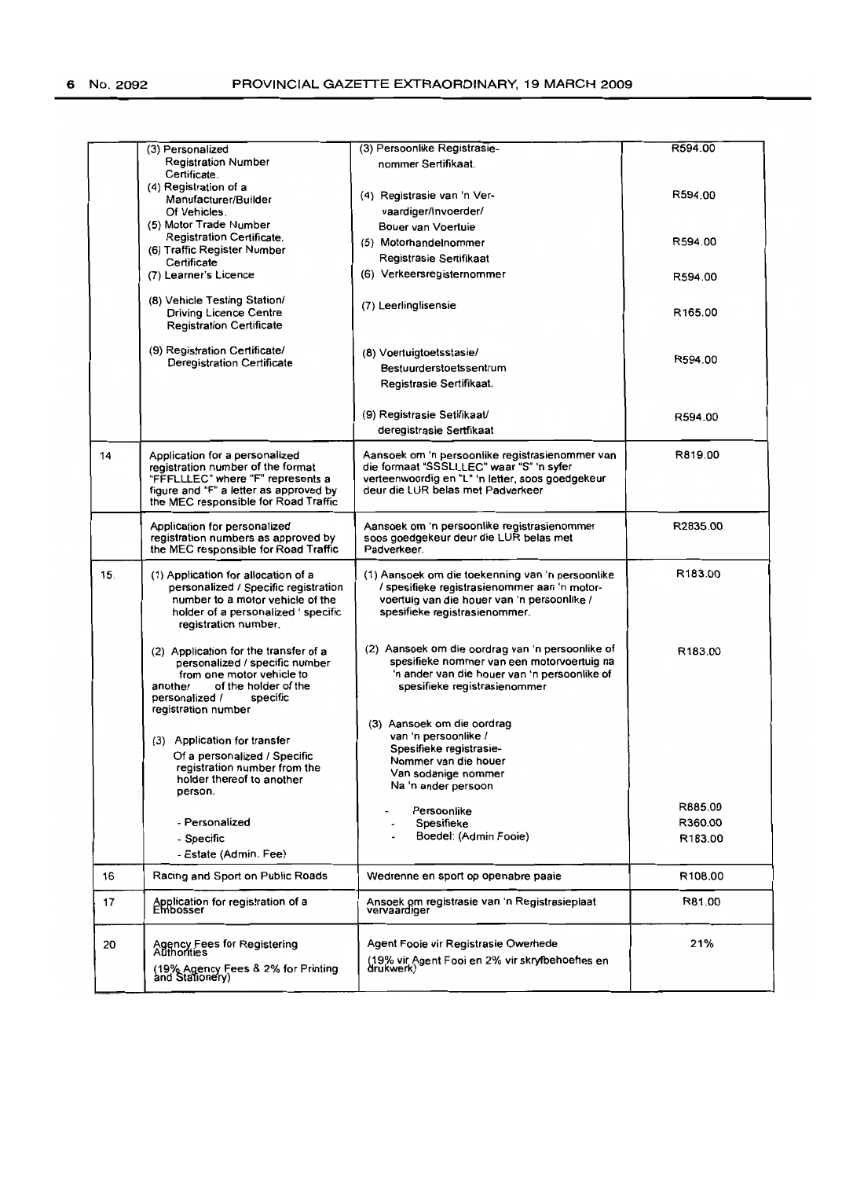| | | | |
|---|---|---|---|
| | (3) Personalized Registration Number Certificate. | (3) Persoonlike Registrasie-nommer Sertifikaat. | R594.00 |
| | (4) Registration of a Manufacturer/Builder Of Vehicles. | (4) Registrasie van 'n Ver-vaardiger/Invoerder/ Bouer van Voertuie | R594.00 |
| | (5) Motor Trade Number Registration Certificate. | (5) Motorhandelnommer Registrasie Sertifikaat | R594.00 |
| | (6) Traffic Register Number Certificate | (6) Verkeersregisternommer | R594.00 |
| | (7) Learner's Licence | (7) Leerlinglisensie | R165.00 |
| | (8) Vehicle Testing Station/ Driving Licence Centre Registration Certificate | (8) Voertuigtoetsstasie/ Bestuurderstoetssentrum Registrasie Sertifikaat. | R594.00 |
| | (9) Registration Certificate/ Deregistration Certificate | (9) Registrasie Setifikaat/ deregistrasie Sertfikaat | R594.00 |
| 14 | Application for a personalized registration number of the format "FFFLLLEC" where "F" represents a figure and "F" a letter as approved by the MEC responsible for Road Traffic | Aansoek om 'n persoonlike registrasienommer van die formaat "SSSLLLEC" waar "S" 'n syfer verteenwoordig en "L" 'n letter, soos goedgekeur deur die LUR belas met Padverkeer | R819.00 |
| | Application for personalized registration numbers as approved by the MEC responsible for Road Traffic | Aansoek om 'n persoonlike registrasienommer soos goedgekeur deur die LUR belas met Padverkeer. | R2835.00 |
| 15. | (1) Application for allocation of a personalized / Specific registration number to a motor vehicle of the holder of a personalized ' specific registration number. | (1) Aansoek om die toekenning van 'n persoonlike / spesifieke registrasienommer aan 'n motor-voertuig van die houer van 'n persoonlike / spesifieke registrasienommer. | R183.00 |
| | (2) Application for the transfer of a personalized / specific number from one motor vehicle to another of the holder of the personalized / specific registration number | (2) Aansoek om die oordrag van 'n persoonlike of spesifieke nommer van een motorvoertuig na 'n ander van die houer van 'n persoonlike of spesifieke registrasienommer | R183.00 |
| | (3) Application for transfer Of a personalized / Specific registration number from the holder thereof to another person. | (3) Aansoek om die oordrag van 'n persoonlike / Spesifieke registrasie-Nommer van die houer Van sodanige nommer Na 'n ander persoon | |
| | - Personalized | - Persoonlike | R885.00 |
| | - Specific | - Spesifieke | R360.00 |
| | - Estate (Admin. Fee) | - Boedel: (Admin Fooie) | R183.00 |
| 16 | Racing and Sport on Public Roads | Wedrenne en sport op openabre paaie | R108.00 |
| 17 | Application for registration of a Embosser | Ansoek om registrasie van 'n Registrasieplaat vervaardiger | R81.00 |
| 20 | Agency Fees for Registering Authorities (19% Agency Fees & 2% for Printing and Stationery) | Agent Fooie vir Registrasie Owerhede (19% vir Agent Fooi en 2% vir skryfbehoeftes en drukwerk) | 21% |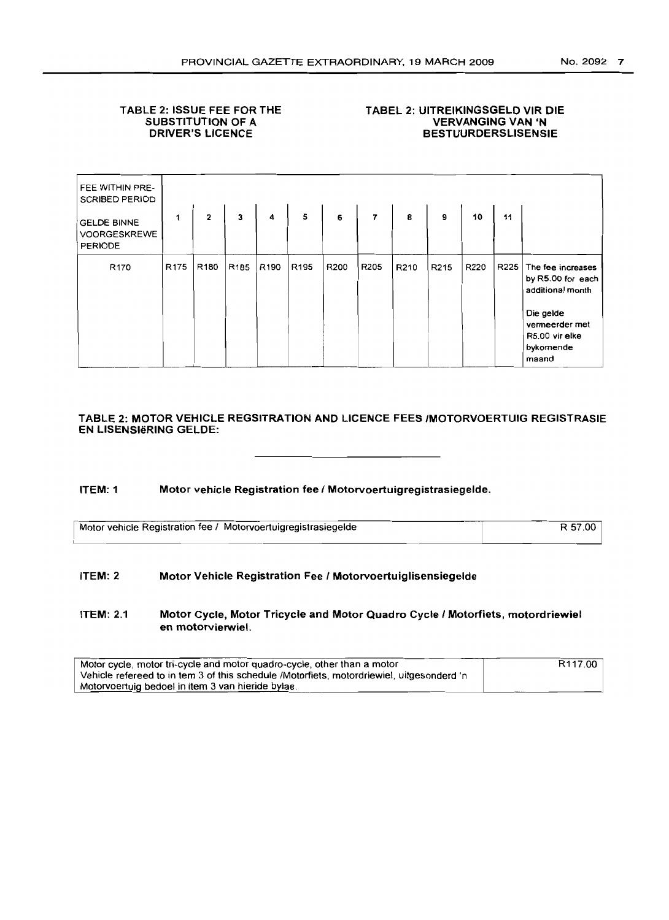**TABLE 2: ISSUE FEE FOR THE SUBSTITUTION OF A DRIVER'S LICENCE**

**TABEL 2: UITREIKINGSGELD VIR DIE VERVANGING VAN 'N BESTUURDERSLISENSIE**

| FEE WITHIN PRE-SCRIBED PERIOD<br><br>GELDE BINNE VOORGESKREWE PERIODE | 1 | 2 | 3 | 4 | 5 | 6 | 7 | 8 | 9 | 10 | 11 | |
|---|---|---|---|---|---|---|---|---|---|---|---|---|
| R170 | R175 | R180 | R185 | R190 | R195 | R200 | R205 | R210 | R215 | R220 | R225 | The fee increases by R5.00 for each additional month<br><br>Die gelde vermeerder met R5.00 vir elke bykomende maand |

**TABLE 2: MOTOR VEHICLE REGSITRATION AND LICENCE FEES /MOTORVOERTUIG REGISTRASIE EN LISENSIëRING GELDE:**

---

**ITEM: 1 Motor vehicle Registration fee / Motorvoertuigregistrasiegelde.**

| Motor vehicle Registration fee / Motorvoertuigregistrasiegelde | R 57.00 |
|---|---|

**ITEM: 2 Motor Vehicle Registration Fee / Motorvoertuiglisensiegelde**

**ITEM: 2.1 Motor Cycle, Motor Tricycle and Motor Quadro Cycle / Motorfiets, motordriewiel en motorvierwiel.**

| Motor cycle, motor tri-cycle and motor quadro-cycle, other than a motor Vehicle refereed to in tem 3 of this schedule /Motorfiets, motordriewiel, uitgesonderd 'n Motorvoertuig bedoel in item 3 van hieride bylae. | R117.00 |
|---|---|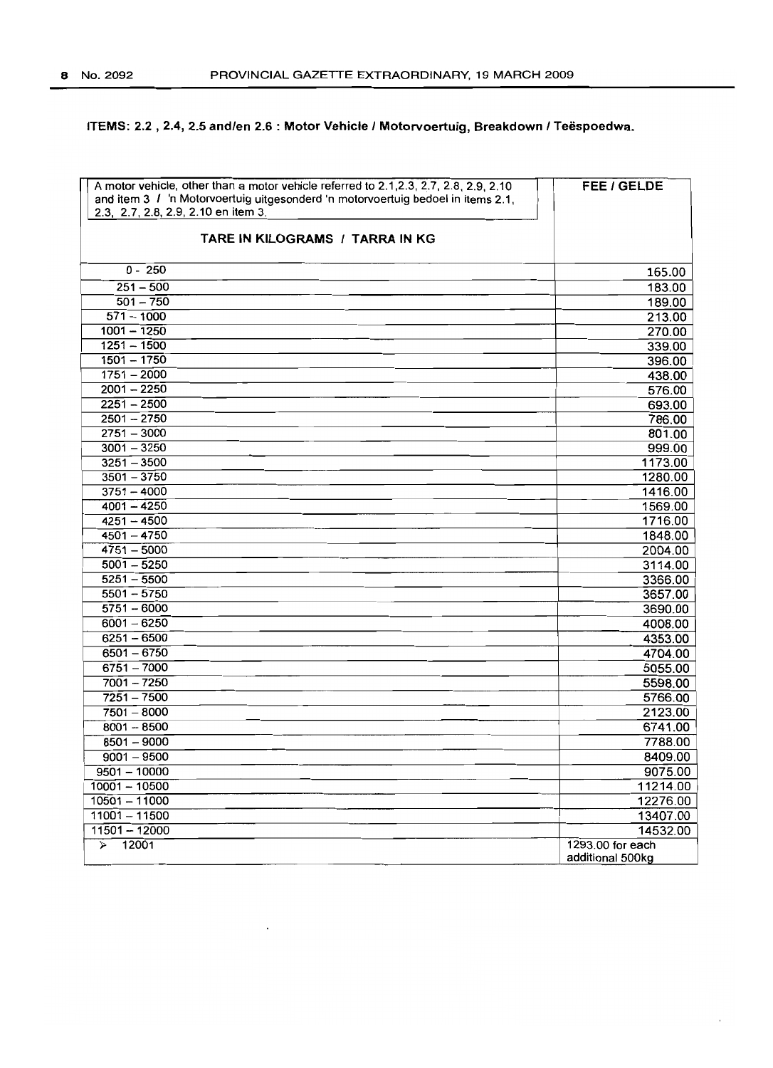**ITEMS: 2.2 , 2.4, 2.5 and/en 2.6 : Motor Vehicle / Motorvoertuig, Breakdown / Teëspoedwa.**

| A motor vehicle, other than a motor vehicle referred to 2.1,2.3, 2.7, 2.8, 2.9, 2.10 and item 3 / 'n Motorvoertuig uitgesonderd 'n motorvoertuig bedoel in items 2.1, 2.3, 2.7, 2.8, 2.9, 2.10 en item 3.<br><br>**TARE IN KILOGRAMS / TARRA IN KG** | **FEE / GELDE** |
|---|---|
| 0 - 250 | 165.00 |
| 251 – 500 | 183.00 |
| 501 – 750 | 189.00 |
| 571 – 1000 | 213.00 |
| 1001 – 1250 | 270.00 |
| 1251 – 1500 | 339.00 |
| 1501 – 1750 | 396.00 |
| 1751 – 2000 | 438.00 |
| 2001 – 2250 | 576.00 |
| 2251 – 2500 | 693.00 |
| 2501 – 2750 | 786.00 |
| 2751 – 3000 | 801.00 |
| 3001 – 3250 | 999.00 |
| 3251 – 3500 | 1173.00 |
| 3501 – 3750 | 1280.00 |
| 3751 – 4000 | 1416.00 |
| 4001 – 4250 | 1569.00 |
| 4251 – 4500 | 1716.00 |
| 4501 – 4750 | 1848.00 |
| 4751 – 5000 | 2004.00 |
| 5001 – 5250 | 3114.00 |
| 5251 – 5500 | 3366.00 |
| 5501 – 5750 | 3657.00 |
| 5751 – 6000 | 3690.00 |
| 6001 – 6250 | 4008.00 |
| 6251 – 6500 | 4353.00 |
| 6501 – 6750 | 4704.00 |
| 6751 – 7000 | 5055.00 |
| 7001 – 7250 | 5598.00 |
| 7251 – 7500 | 5766.00 |
| 7501 – 8000 | 2123.00 |
| 8001 – 8500 | 6741.00 |
| 8501 – 9000 | 7788.00 |
| 9001 – 9500 | 8409.00 |
| 9501 – 10000 | 9075.00 |
| 10001 – 10500 | 11214.00 |
| 10501 – 11000 | 12276.00 |
| 11001 – 11500 | 13407.00 |
| 11501 – 12000 | 14532.00 |
| > 12001 | 1293.00 for each additional 500kg |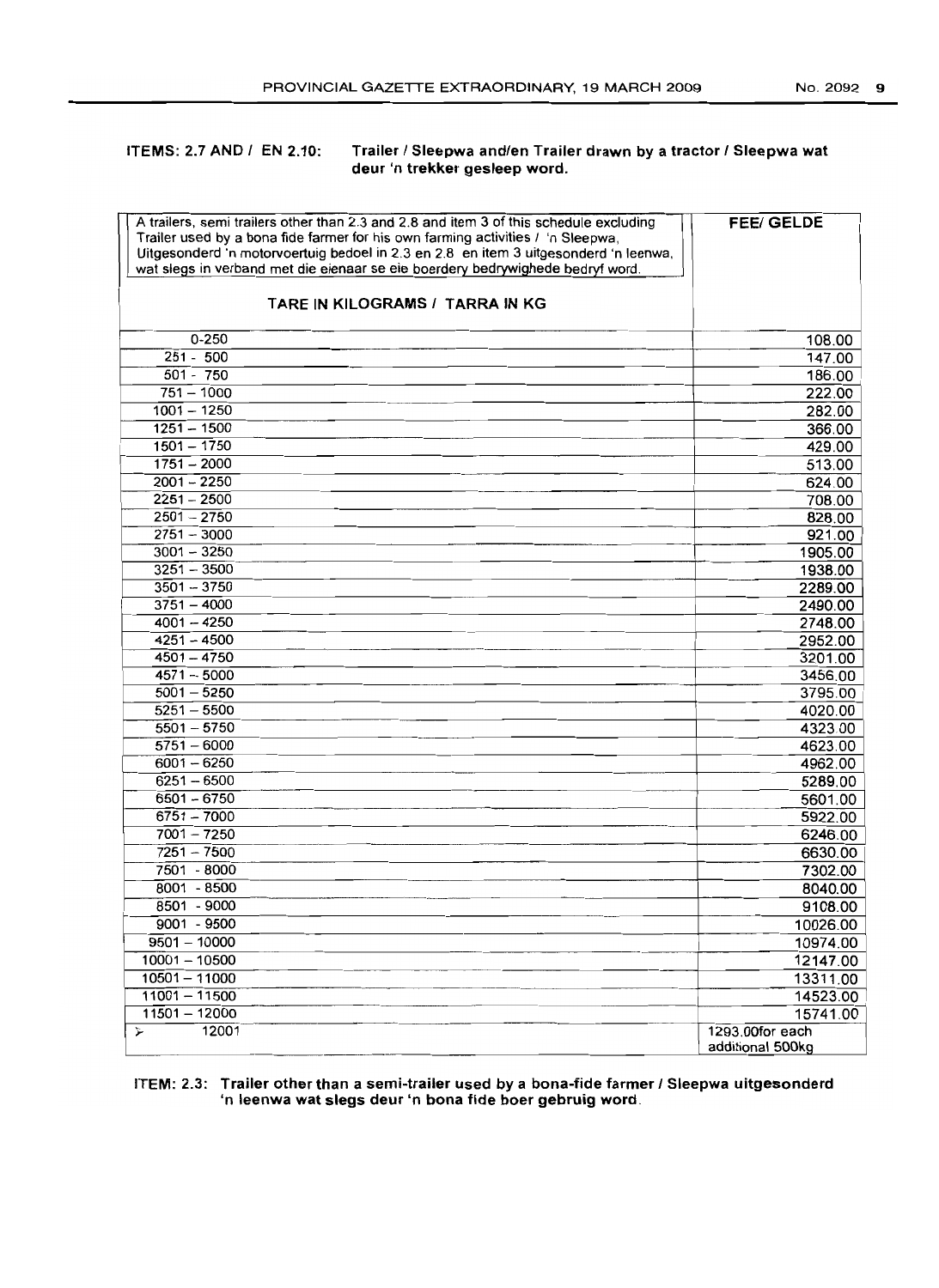**ITEMS: 2.7 AND / EN 2.10: Trailer / Sleepwa and/en Trailer drawn by a tractor / Sleepwa wat deur 'n trekker gesleep word.**

| A trailers, semi trailers other than 2.3 and 2.8 and item 3 of this schedule excluding Trailer used by a bona fide farmer for his own farming activities / 'n Sleepwa, Uitgesonderd 'n motorvoertuig bedoel in 2.3 en 2.8 en item 3 uitgesonderd 'n leenwa, wat slegs in verband met die eienaar se eie boerdery bedrywighede bedryf word. TARE IN KILOGRAMS / TARRA IN KG | FEE/ GELDE |
|---|---|
| 0-250 | 108.00 |
| 251 - 500 | 147.00 |
| 501 - 750 | 186.00 |
| 751 – 1000 | 222.00 |
| 1001 – 1250 | 282.00 |
| 1251 – 1500 | 366.00 |
| 1501 – 1750 | 429.00 |
| 1751 – 2000 | 513.00 |
| 2001 – 2250 | 624.00 |
| 2251 – 2500 | 708.00 |
| 2501 – 2750 | 828.00 |
| 2751 – 3000 | 921.00 |
| 3001 – 3250 | 1905.00 |
| 3251 – 3500 | 1938.00 |
| 3501 – 3750 | 2289.00 |
| 3751 – 4000 | 2490.00 |
| 4001 – 4250 | 2748.00 |
| 4251 – 4500 | 2952.00 |
| 4501 – 4750 | 3201.00 |
| 4571 – 5000 | 3456.00 |
| 5001 – 5250 | 3795.00 |
| 5251 – 5500 | 4020.00 |
| 5501 – 5750 | 4323.00 |
| 5751 – 6000 | 4623.00 |
| 6001 – 6250 | 4962.00 |
| 6251 – 6500 | 5289.00 |
| 6501 – 6750 | 5601.00 |
| 6751 – 7000 | 5922.00 |
| 7001 – 7250 | 6246.00 |
| 7251 – 7500 | 6630.00 |
| 7501 - 8000 | 7302.00 |
| 8001 - 8500 | 8040.00 |
| 8501 - 9000 | 9108.00 |
| 9001 - 9500 | 10026.00 |
| 9501 – 10000 | 10974.00 |
| 10001 – 10500 | 12147.00 |
| 10501 – 11000 | 13311.00 |
| 11001 – 11500 | 14523.00 |
| 11501 – 12000 | 15741.00 |
| > 12001 | 1293.00for each additional 500kg |

**ITEM: 2.3: Trailer other than a semi-trailer used by a bona-fide farmer / Sleepwa uitgesonderd 'n leenwa wat slegs deur 'n bona fide boer gebruig word.**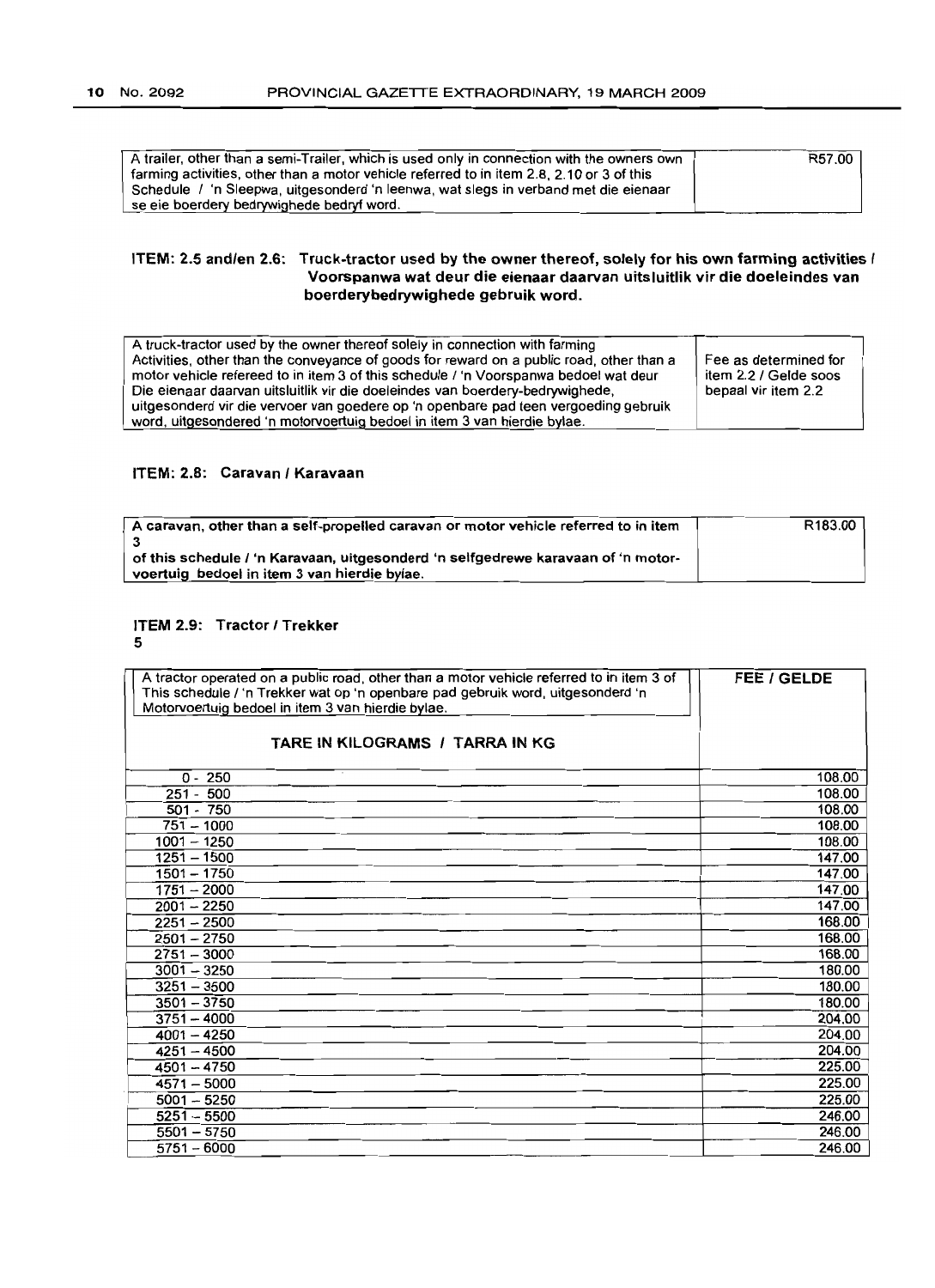| A trailer, other than a semi-Trailer, which is used only in connection with the owners own farming activities, other than a motor vehicle referred to in item 2.8, 2.10 or 3 of this Schedule / 'n Sleepwa, uitgesonderd 'n leenwa, wat slegs in verband met die eienaar se eie boerdery bedrywighede bedryf word. | R57.00 |
|---|---|

### ITEM: 2.5 and/en 2.6: Truck-tractor used by the owner thereof, solely for his own farming activities / Voorspanwa wat deur die eienaar daarvan uitsluitlik vir die doeleindes van boerderybedrywighede gebruik word.

| A truck-tractor used by the owner thereof solely in connection with farming Activities, other than the conveyance of goods for reward on a public road, other than a motor vehicle refereed to in item 3 of this schedule / 'n Voorspanwa bedoel wat deur Die eienaar daarvan uitsluitlik vir die doeleindes van boerdery-bedrywighede, uitgesonderd vir die vervoer van goedere op 'n openbare pad teen vergoeding gebruik word, uitgesondered 'n motorvoertuig bedoel in item 3 van hierdie bylae. | Fee as determined for item 2.2 / Gelde soos bepaal vir item 2.2 |
|---|---|

### ITEM: 2.8: Caravan / Karavaan

| **A caravan, other than a self-propelled caravan or motor vehicle referred to in item 3 of this schedule / 'n Karavaan, uitgesonderd 'n selfgedrewe karavaan of 'n motor-voertuig bedoel in item 3 van hierdie bylae.** | R183.00 |
|---|---|

### ITEM 2.9: Tractor / Trekker

5

| A tractor operated on a public road, other than a motor vehicle referred to in item 3 of This schedule / 'n Trekker wat op 'n openbare pad gebruik word, uitgesonderd 'n Motorvoertuig bedoel in item 3 van hierdie bylae. | FEE / GELDE |
|---|---|
| **TARE IN KILOGRAMS / TARRA IN KG** | |
| 0 - 250 | 108.00 |
| 251 - 500 | 108.00 |
| 501 - 750 | 108.00 |
| 751 – 1000 | 108.00 |
| 1001 – 1250 | 108.00 |
| 1251 – 1500 | 147.00 |
| 1501 – 1750 | 147.00 |
| 1751 – 2000 | 147.00 |
| 2001 – 2250 | 147.00 |
| 2251 – 2500 | 168.00 |
| 2501 – 2750 | 168.00 |
| 2751 – 3000 | 168.00 |
| 3001 – 3250 | 180.00 |
| 3251 – 3500 | 180.00 |
| 3501 – 3750 | 180.00 |
| 3751 – 4000 | 204.00 |
| 4001 – 4250 | 204.00 |
| 4251 – 4500 | 204.00 |
| 4501 – 4750 | 225.00 |
| 4571 – 5000 | 225.00 |
| 5001 – 5250 | 225.00 |
| 5251 – 5500 | 246.00 |
| 5501 – 5750 | 246.00 |
| 5751 – 6000 | 246.00 |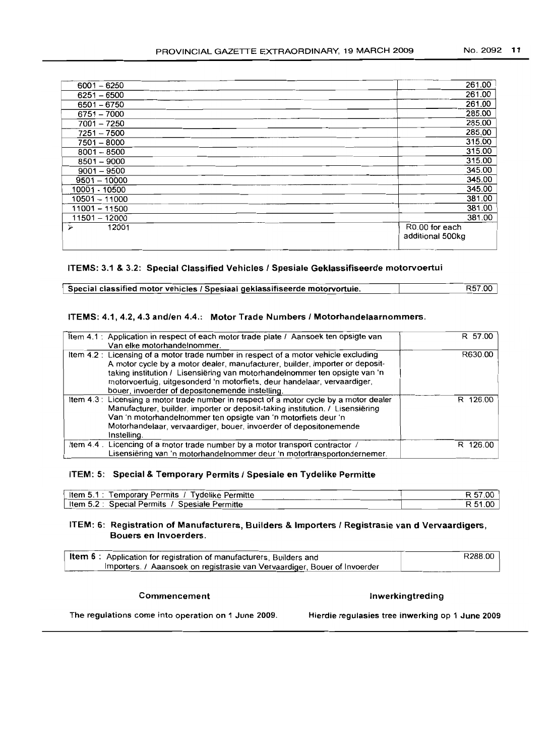| | |
|---|---|
| 6001 – 6250 | 261.00 |
| 6251 – 6500 | 261.00 |
| 6501 – 6750 | 261.00 |
| 6751 – 7000 | 285.00 |
| 7001 – 7250 | 285.00 |
| 7251 – 7500 | 285.00 |
| 7501 – 8000 | 315.00 |
| 8001 – 8500 | 315.00 |
| 8501 – 9000 | 315.00 |
| 9001 – 9500 | 345.00 |
| 9501 – 10000 | 345.00 |
| 10001 - 10500 | 345.00 |
| 10501 – 11000 | 381.00 |
| 11001 – 11500 | 381.00 |
| 11501 – 12000 | 381.00 |
| ➢ 12001 | R0.00 for each additional 500kg |

**ITEMS: 3.1 & 3.2: Special Classified Vehicles / Spesiale Geklassifiseerde motorvoertui**

| | |
|---|---|
| **Special classified motor vehicles / Spesiaal geklassifiseerde motorvortuie.** | R57.00 |

**ITEMS: 4.1, 4.2, 4.3 and/en 4.4.: Motor Trade Numbers / Motorhandelaarnommers.**

| | |
|---|---|
| Item 4.1 : Application in respect of each motor trade plate / Aansoek ten opsigte van Van elke motorhandelnommer. | R 57.00 |
| Item 4.2 : Licensing of a motor trade number in respect of a motor vehicle excluding A motor cycle by a motor dealer, manufacturer, builder, importer or deposit-taking institution / Lisensiëring van motorhandelnommer ten opsigte van 'n motorvoertuig, uitgesonderd 'n motorfiets, deur handelaar, vervaardiger, bouer, invoerder of depositonemende instelling. | R630.00 |
| Item 4.3 : Licensing a motor trade number in respect of a motor cycle by a motor dealer Manufacturer, builder, importer or deposit-taking institution. / Lisensiëring Van 'n motorhandelnommer ten opsigte van 'n motorfiets deur 'n Motorhandelaar, vervaardiger, bouer, invoerder of depositonemende Instelling. | R 126.00 |
| Item 4.4 . Licencing of a motor trade number by a motor transport contractor / Lisensiëring van 'n motorhandelnommer deur 'n motortransportondernemer. | R 126.00 |

**ITEM: 5: Special & Temporary Permits / Spesiale en Tydelike Permitte**

| | |
|---|---|
| Item 5.1 : Temporary Permits / Tydelike Permitte | R 57.00 |
| Item 5.2 : Special Permits / Spesiale Permitte | R 51.00 |

**ITEM: 6: Registration of Manufacturers, Builders & Importers / Registrasie van d Vervaardigers, Bouers en Invoerders.**

| | |
|---|---|
| **Item 6** : Application for registration of manufacturers, Builders and Importers. / Aansoek on registrasie van Vervaardiger, Bouer of Invoerder | R288.00 |

**Commencement**

The regulations come into operation on 1 June 2009.

**Inwerkingtreding**

Hierdie regulasies tree inwerking op 1 June 2009